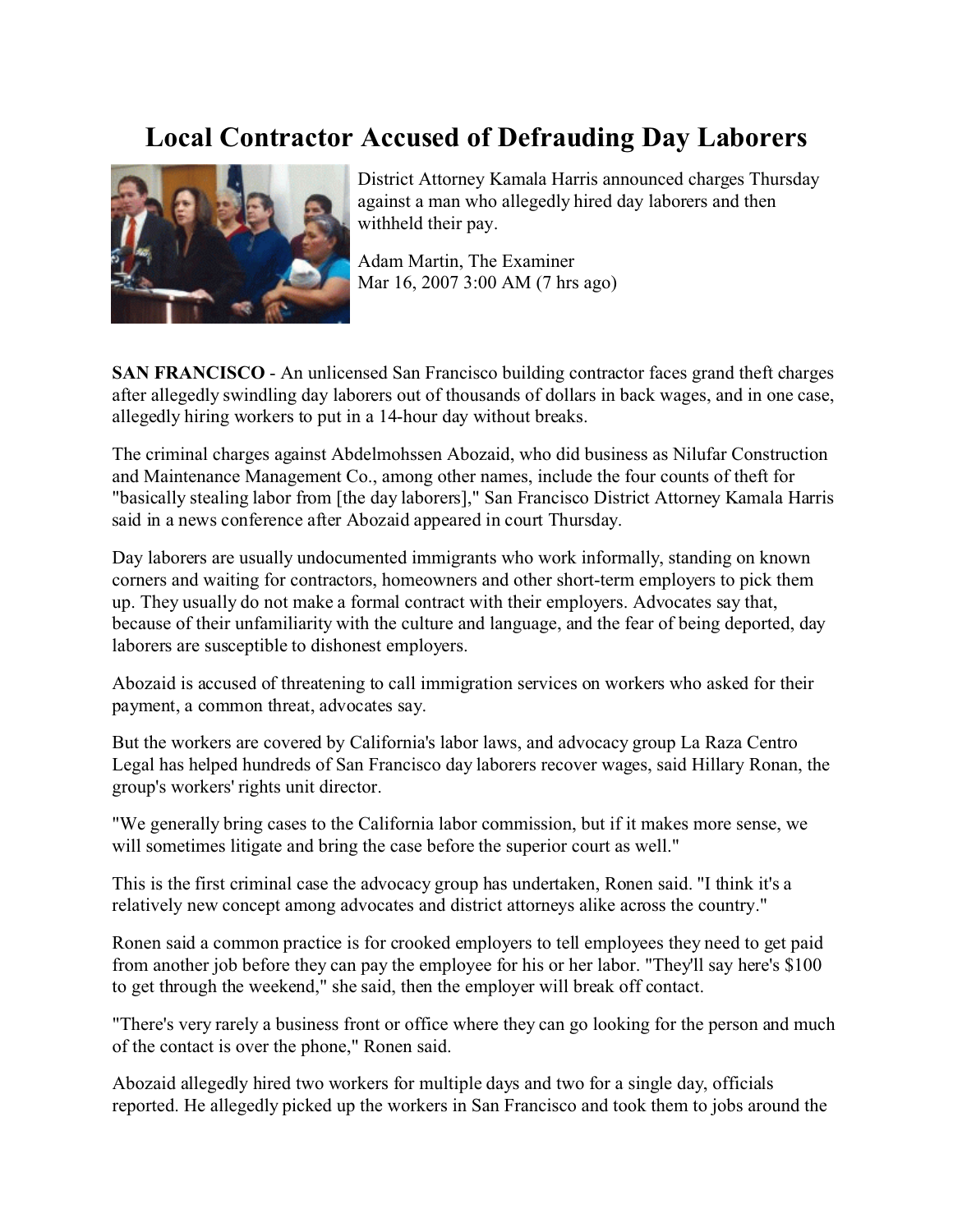# Local Contractor Accused of Defrauding Day Laborers

District Attorney Kamala Harris announced charges Thursday against a man who allegedly hired day laborers and then withheld their pay.

Adam Martin, The Examiner
Mar 16, 2007 3:00 AM (7 hrs ago)

**SAN FRANCISCO** - An unlicensed San Francisco building contractor faces grand theft charges after allegedly swindling day laborers out of thousands of dollars in back wages, and in one case, allegedly hiring workers to put in a 14-hour day without breaks.

The criminal charges against Abdelmohssen Abozaid, who did business as Nilufar Construction and Maintenance Management Co., among other names, include the four counts of theft for "basically stealing labor from [the day laborers]," San Francisco District Attorney Kamala Harris said in a news conference after Abozaid appeared in court Thursday.

Day laborers are usually undocumented immigrants who work informally, standing on known corners and waiting for contractors, homeowners and other short-term employers to pick them up. They usually do not make a formal contract with their employers. Advocates say that, because of their unfamiliarity with the culture and language, and the fear of being deported, day laborers are susceptible to dishonest employers.

Abozaid is accused of threatening to call immigration services on workers who asked for their payment, a common threat, advocates say.

But the workers are covered by California's labor laws, and advocacy group La Raza Centro Legal has helped hundreds of San Francisco day laborers recover wages, said Hillary Ronan, the group's workers' rights unit director.

"We generally bring cases to the California labor commission, but if it makes more sense, we will sometimes litigate and bring the case before the superior court as well."

This is the first criminal case the advocacy group has undertaken, Ronen said. "I think it's a relatively new concept among advocates and district attorneys alike across the country."

Ronen said a common practice is for crooked employers to tell employees they need to get paid from another job before they can pay the employee for his or her labor. "They'll say here's $100 to get through the weekend," she said, then the employer will break off contact.

"There's very rarely a business front or office where they can go looking for the person and much of the contact is over the phone," Ronen said.

Abozaid allegedly hired two workers for multiple days and two for a single day, officials reported. He allegedly picked up the workers in San Francisco and took them to jobs around the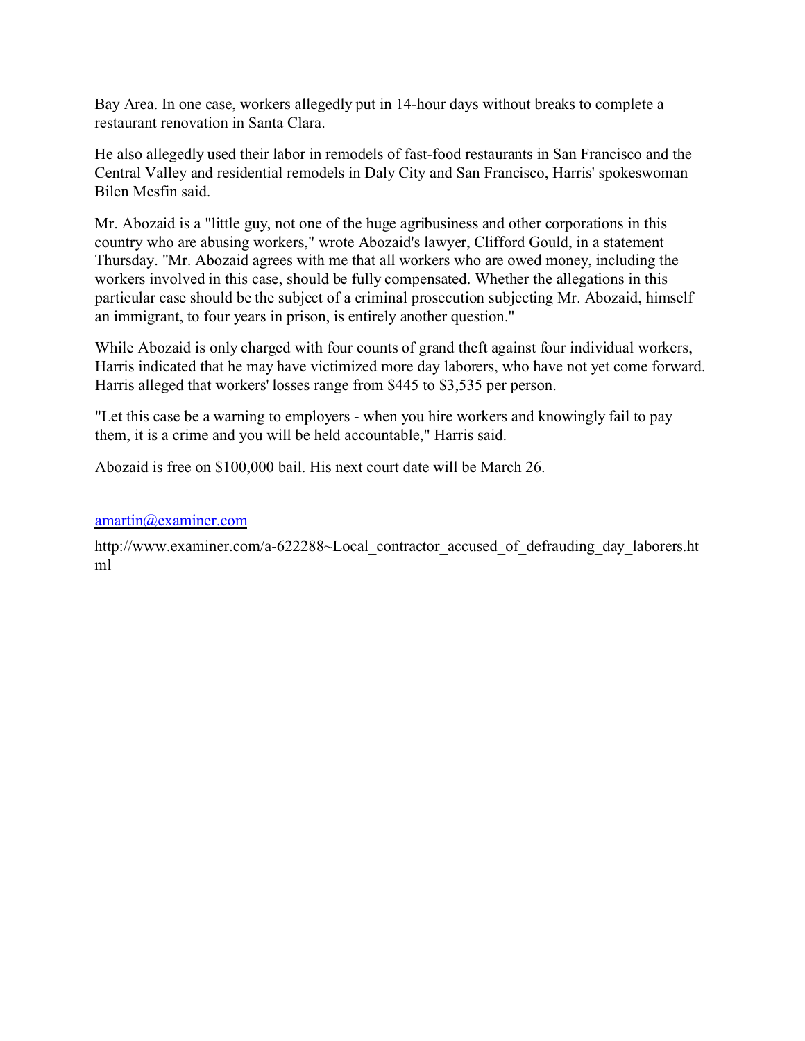Bay Area. In one case, workers allegedly put in 14-hour days without breaks to complete a restaurant renovation in Santa Clara.

He also allegedly used their labor in remodels of fast-food restaurants in San Francisco and the Central Valley and residential remodels in Daly City and San Francisco, Harris' spokeswoman Bilen Mesfin said.

Mr. Abozaid is a "little guy, not one of the huge agribusiness and other corporations in this country who are abusing workers," wrote Abozaid's lawyer, Clifford Gould, in a statement Thursday. "Mr. Abozaid agrees with me that all workers who are owed money, including the workers involved in this case, should be fully compensated. Whether the allegations in this particular case should be the subject of a criminal prosecution subjecting Mr. Abozaid, himself an immigrant, to four years in prison, is entirely another question."

While Abozaid is only charged with four counts of grand theft against four individual workers, Harris indicated that he may have victimized more day laborers, who have not yet come forward. Harris alleged that workers' losses range from $445 to $3,535 per person.

"Let this case be a warning to employers - when you hire workers and knowingly fail to pay them, it is a crime and you will be held accountable," Harris said.

Abozaid is free on $100,000 bail. His next court date will be March 26.

amartin@examiner.com

http://www.examiner.com/a-622288~Local_contractor_accused_of_defrauding_day_laborers.html